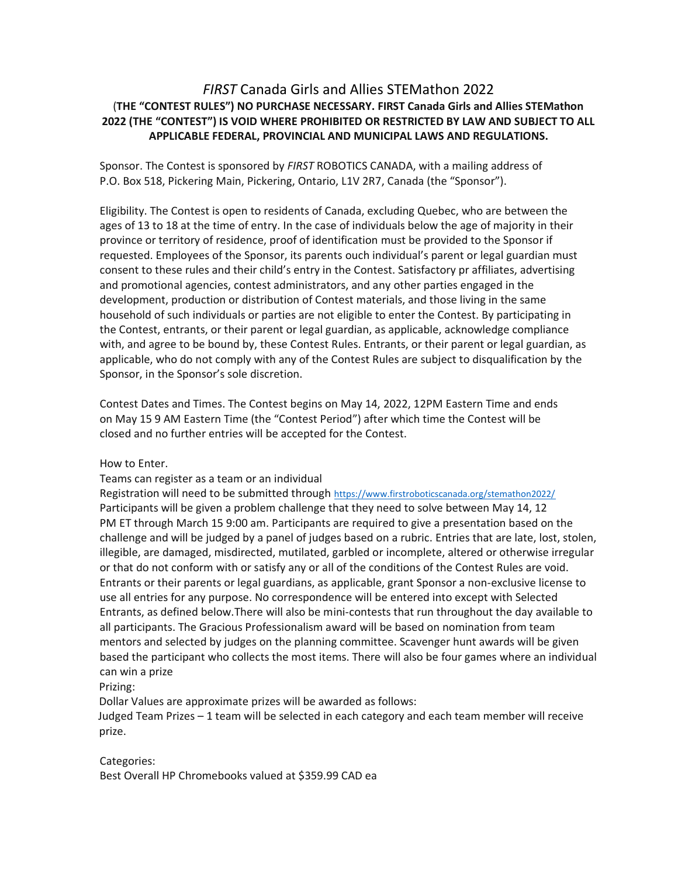# *FIRST* Canada Girls and Allies STEMathon 2022

**(THE "CONTEST RULES") NO PURCHASE NECESSARY. FIRST Canada Girls and Allies STEMathon 2022 (THE "CONTEST") IS VOID WHERE PROHIBITED OR RESTRICTED BY LAW AND SUBJECT TO ALL APPLICABLE FEDERAL, PROVINCIAL AND MUNICIPAL LAWS AND REGULATIONS.**

Sponsor. The Contest is sponsored by *FIRST* ROBOTICS CANADA, with a mailing address of P.O. Box 518, Pickering Main, Pickering, Ontario, L1V 2R7, Canada (the "Sponsor").

Eligibility. The Contest is open to residents of Canada, excluding Quebec, who are between the ages of 13 to 18 at the time of entry. In the case of individuals below the age of majority in their province or territory of residence, proof of identification must be provided to the Sponsor if requested. Employees of the Sponsor, its parents ouch individual's parent or legal guardian must consent to these rules and their child's entry in the Contest. Satisfactory pr affiliates, advertising and promotional agencies, contest administrators, and any other parties engaged in the development, production or distribution of Contest materials, and those living in the same household of such individuals or parties are not eligible to enter the Contest. By participating in the Contest, entrants, or their parent or legal guardian, as applicable, acknowledge compliance with, and agree to be bound by, these Contest Rules. Entrants, or their parent or legal guardian, as applicable, who do not comply with any of the Contest Rules are subject to disqualification by the Sponsor, in the Sponsor's sole discretion.

Contest Dates and Times. The Contest begins on May 14, 2022, 12PM Eastern Time and ends on May 15 9 AM Eastern Time (the "Contest Period") after which time the Contest will be closed and no further entries will be accepted for the Contest.

How to Enter.

Teams can register as a team or an individual

Registration will need to be submitted through https://www.firstroboticscanada.org/stemathon2022/

Participants will be given a problem challenge that they need to solve between May 14, 12 PM ET through March 15 9:00 am. Participants are required to give a presentation based on the challenge and will be judged by a panel of judges based on a rubric. Entries that are late, lost, stolen, illegible, are damaged, misdirected, mutilated, garbled or incomplete, altered or otherwise irregular or that do not conform with or satisfy any or all of the conditions of the Contest Rules are void. Entrants or their parents or legal guardians, as applicable, grant Sponsor a non-exclusive license to use all entries for any purpose. No correspondence will be entered into except with Selected Entrants, as defined below.There will also be mini-contests that run throughout the day available to all participants. The Gracious Professionalism award will be based on nomination from team mentors and selected by judges on the planning committee. Scavenger hunt awards will be given based the participant who collects the most items. There will also be four games where an individual can win a prize

Prizing:

Dollar Values are approximate prizes will be awarded as follows:

Judged Team Prizes – 1 team will be selected in each category and each team member will receive prize.

Categories:

Best Overall HP Chromebooks valued at $359.99 CAD ea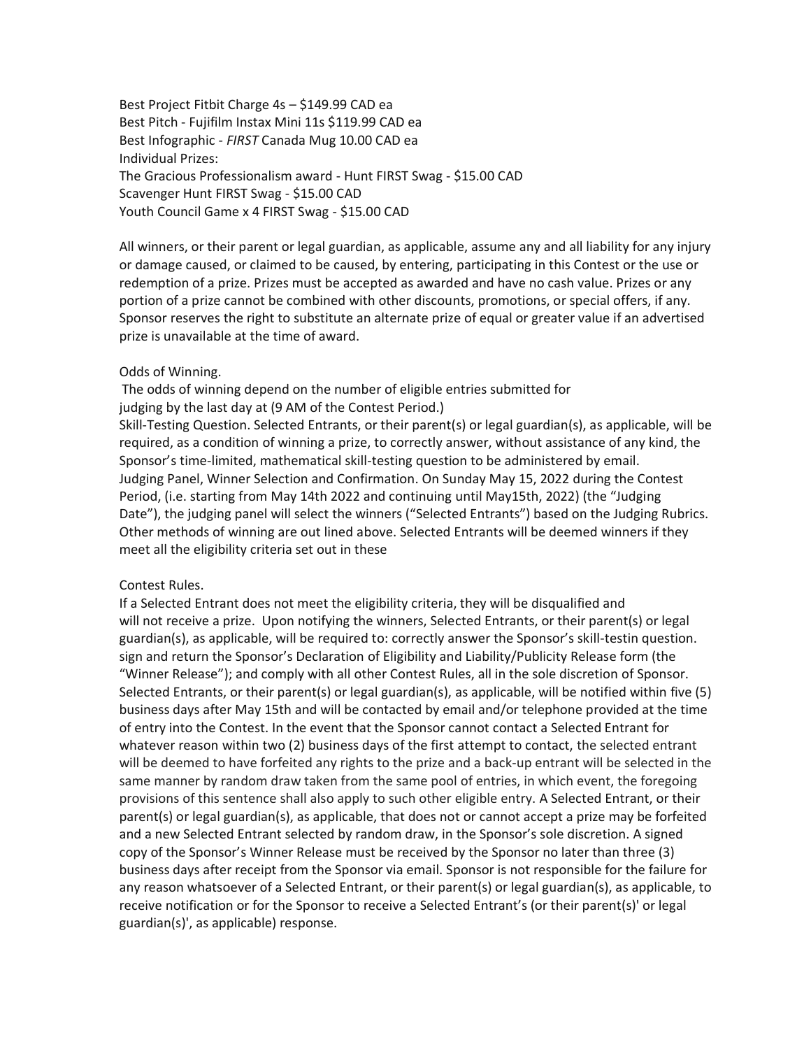Best Project Fitbit Charge 4s – $149.99 CAD ea
Best Pitch - Fujifilm Instax Mini 11s $119.99 CAD ea
Best Infographic - *FIRST* Canada Mug 10.00 CAD ea
Individual Prizes:
The Gracious Professionalism award - Hunt FIRST Swag - $15.00 CAD
Scavenger Hunt FIRST Swag - $15.00 CAD
Youth Council Game x 4 FIRST Swag - $15.00 CAD

All winners, or their parent or legal guardian, as applicable, assume any and all liability for any injury or damage caused, or claimed to be caused, by entering, participating in this Contest or the use or redemption of a prize. Prizes must be accepted as awarded and have no cash value. Prizes or any portion of a prize cannot be combined with other discounts, promotions, or special offers, if any. Sponsor reserves the right to substitute an alternate prize of equal or greater value if an advertised prize is unavailable at the time of award.

Odds of Winning.
The odds of winning depend on the number of eligible entries submitted for judging by the last day at (9 AM of the Contest Period.)
Skill-Testing Question. Selected Entrants, or their parent(s) or legal guardian(s), as applicable, will be required, as a condition of winning a prize, to correctly answer, without assistance of any kind, the Sponsor's time-limited, mathematical skill-testing question to be administered by email.
Judging Panel, Winner Selection and Confirmation. On Sunday May 15, 2022 during the Contest Period, (i.e. starting from May 14th 2022 and continuing until May15th, 2022) (the "Judging Date"), the judging panel will select the winners ("Selected Entrants") based on the Judging Rubrics. Other methods of winning are out lined above. Selected Entrants will be deemed winners if they meet all the eligibility criteria set out in these

Contest Rules.
If a Selected Entrant does not meet the eligibility criteria, they will be disqualified and will not receive a prize. Upon notifying the winners, Selected Entrants, or their parent(s) or legal guardian(s), as applicable, will be required to: correctly answer the Sponsor's skill-testin question. sign and return the Sponsor's Declaration of Eligibility and Liability/Publicity Release form (the "Winner Release"); and comply with all other Contest Rules, all in the sole discretion of Sponsor. Selected Entrants, or their parent(s) or legal guardian(s), as applicable, will be notified within five (5) business days after May 15th and will be contacted by email and/or telephone provided at the time of entry into the Contest. In the event that the Sponsor cannot contact a Selected Entrant for whatever reason within two (2) business days of the first attempt to contact, the selected entrant will be deemed to have forfeited any rights to the prize and a back-up entrant will be selected in the same manner by random draw taken from the same pool of entries, in which event, the foregoing provisions of this sentence shall also apply to such other eligible entry. A Selected Entrant, or their parent(s) or legal guardian(s), as applicable, that does not or cannot accept a prize may be forfeited and a new Selected Entrant selected by random draw, in the Sponsor's sole discretion. A signed copy of the Sponsor's Winner Release must be received by the Sponsor no later than three (3) business days after receipt from the Sponsor via email. Sponsor is not responsible for the failure for any reason whatsoever of a Selected Entrant, or their parent(s) or legal guardian(s), as applicable, to receive notification or for the Sponsor to receive a Selected Entrant's (or their parent(s)' or legal guardian(s)', as applicable) response.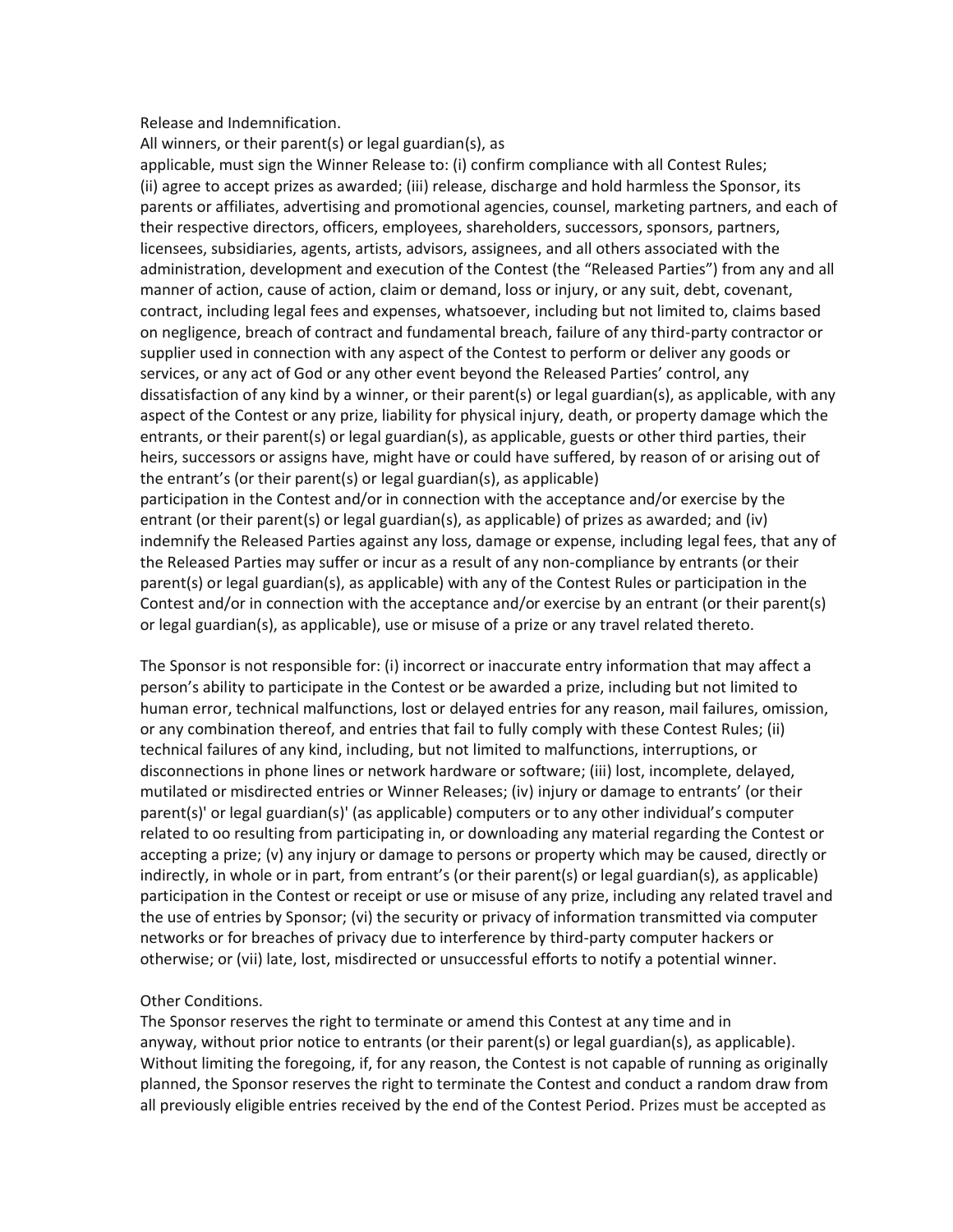Release and Indemnification.

All winners, or their parent(s) or legal guardian(s), as applicable, must sign the Winner Release to: (i) confirm compliance with all Contest Rules; (ii) agree to accept prizes as awarded; (iii) release, discharge and hold harmless the Sponsor, its parents or affiliates, advertising and promotional agencies, counsel, marketing partners, and each of their respective directors, officers, employees, shareholders, successors, sponsors, partners, licensees, subsidiaries, agents, artists, advisors, assignees, and all others associated with the administration, development and execution of the Contest (the "Released Parties") from any and all manner of action, cause of action, claim or demand, loss or injury, or any suit, debt, covenant, contract, including legal fees and expenses, whatsoever, including but not limited to, claims based on negligence, breach of contract and fundamental breach, failure of any third-party contractor or supplier used in connection with any aspect of the Contest to perform or deliver any goods or services, or any act of God or any other event beyond the Released Parties' control, any dissatisfaction of any kind by a winner, or their parent(s) or legal guardian(s), as applicable, with any aspect of the Contest or any prize, liability for physical injury, death, or property damage which the entrants, or their parent(s) or legal guardian(s), as applicable, guests or other third parties, their heirs, successors or assigns have, might have or could have suffered, by reason of or arising out of the entrant's (or their parent(s) or legal guardian(s), as applicable) participation in the Contest and/or in connection with the acceptance and/or exercise by the entrant (or their parent(s) or legal guardian(s), as applicable) of prizes as awarded; and (iv) indemnify the Released Parties against any loss, damage or expense, including legal fees, that any of the Released Parties may suffer or incur as a result of any non-compliance by entrants (or their parent(s) or legal guardian(s), as applicable) with any of the Contest Rules or participation in the Contest and/or in connection with the acceptance and/or exercise by an entrant (or their parent(s) or legal guardian(s), as applicable), use or misuse of a prize or any travel related thereto.

The Sponsor is not responsible for: (i) incorrect or inaccurate entry information that may affect a person's ability to participate in the Contest or be awarded a prize, including but not limited to human error, technical malfunctions, lost or delayed entries for any reason, mail failures, omission, or any combination thereof, and entries that fail to fully comply with these Contest Rules; (ii) technical failures of any kind, including, but not limited to malfunctions, interruptions, or disconnections in phone lines or network hardware or software; (iii) lost, incomplete, delayed, mutilated or misdirected entries or Winner Releases; (iv) injury or damage to entrants' (or their parent(s)' or legal guardian(s)' (as applicable) computers or to any other individual's computer related to oo resulting from participating in, or downloading any material regarding the Contest or accepting a prize; (v) any injury or damage to persons or property which may be caused, directly or indirectly, in whole or in part, from entrant's (or their parent(s) or legal guardian(s), as applicable) participation in the Contest or receipt or use or misuse of any prize, including any related travel and the use of entries by Sponsor; (vi) the security or privacy of information transmitted via computer networks or for breaches of privacy due to interference by third-party computer hackers or otherwise; or (vii) late, lost, misdirected or unsuccessful efforts to notify a potential winner.

Other Conditions.

The Sponsor reserves the right to terminate or amend this Contest at any time and in anyway, without prior notice to entrants (or their parent(s) or legal guardian(s), as applicable). Without limiting the foregoing, if, for any reason, the Contest is not capable of running as originally planned, the Sponsor reserves the right to terminate the Contest and conduct a random draw from all previously eligible entries received by the end of the Contest Period. Prizes must be accepted as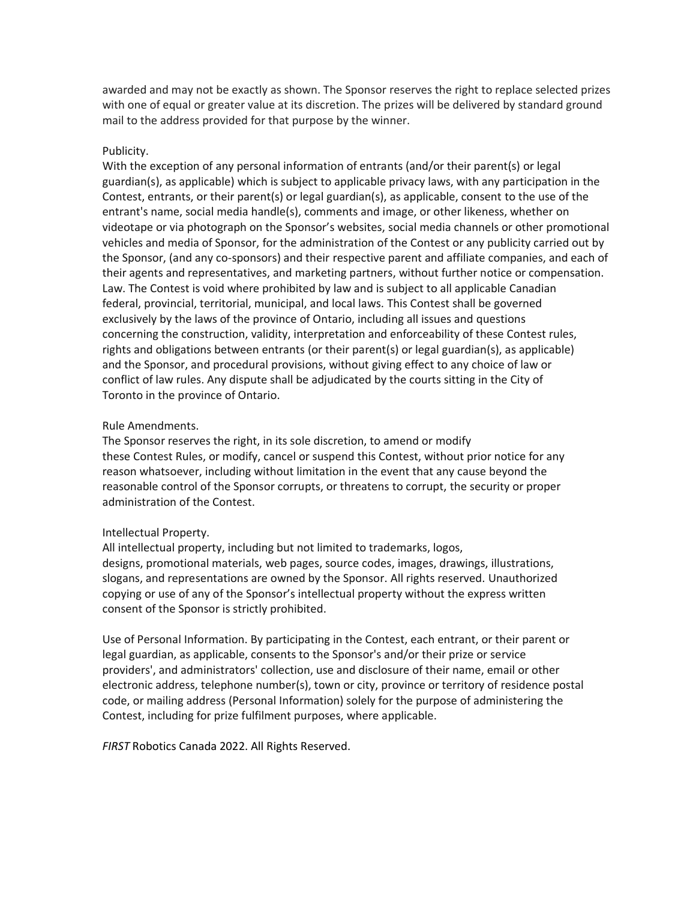awarded and may not be exactly as shown. The Sponsor reserves the right to replace selected prizes with one of equal or greater value at its discretion. The prizes will be delivered by standard ground mail to the address provided for that purpose by the winner.

Publicity.
With the exception of any personal information of entrants (and/or their parent(s) or legal guardian(s), as applicable) which is subject to applicable privacy laws, with any participation in the Contest, entrants, or their parent(s) or legal guardian(s), as applicable, consent to the use of the entrant's name, social media handle(s), comments and image, or other likeness, whether on videotape or via photograph on the Sponsor's websites, social media channels or other promotional vehicles and media of Sponsor, for the administration of the Contest or any publicity carried out by the Sponsor, (and any co-sponsors) and their respective parent and affiliate companies, and each of their agents and representatives, and marketing partners, without further notice or compensation.
Law. The Contest is void where prohibited by law and is subject to all applicable Canadian federal, provincial, territorial, municipal, and local laws. This Contest shall be governed exclusively by the laws of the province of Ontario, including all issues and questions concerning the construction, validity, interpretation and enforceability of these Contest rules, rights and obligations between entrants (or their parent(s) or legal guardian(s), as applicable) and the Sponsor, and procedural provisions, without giving effect to any choice of law or conflict of law rules. Any dispute shall be adjudicated by the courts sitting in the City of Toronto in the province of Ontario.

Rule Amendments.
The Sponsor reserves the right, in its sole discretion, to amend or modify these Contest Rules, or modify, cancel or suspend this Contest, without prior notice for any reason whatsoever, including without limitation in the event that any cause beyond the reasonable control of the Sponsor corrupts, or threatens to corrupt, the security or proper administration of the Contest.

Intellectual Property.
All intellectual property, including but not limited to trademarks, logos, designs, promotional materials, web pages, source codes, images, drawings, illustrations, slogans, and representations are owned by the Sponsor. All rights reserved. Unauthorized copying or use of any of the Sponsor's intellectual property without the express written consent of the Sponsor is strictly prohibited.

Use of Personal Information. By participating in the Contest, each entrant, or their parent or legal guardian, as applicable, consents to the Sponsor's and/or their prize or service providers', and administrators' collection, use and disclosure of their name, email or other electronic address, telephone number(s), town or city, province or territory of residence postal code, or mailing address (Personal Information) solely for the purpose of administering the Contest, including for prize fulfilment purposes, where applicable.

*FIRST* Robotics Canada 2022. All Rights Reserved.